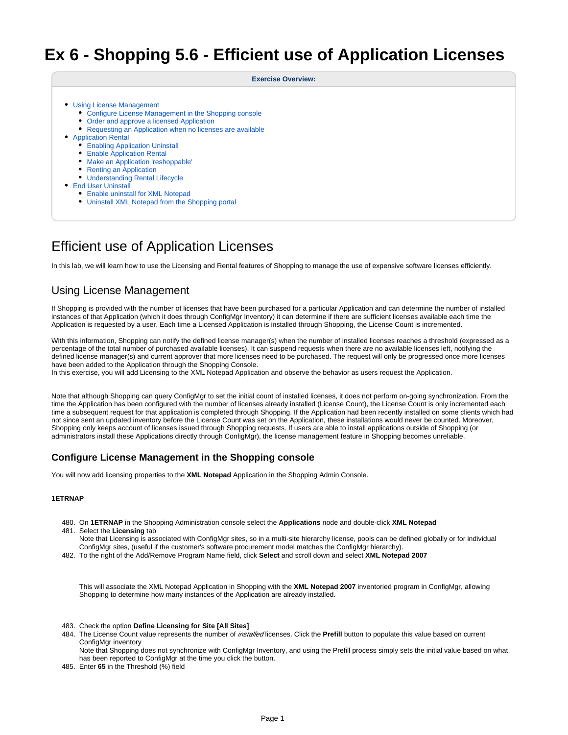# Ex 6 - Shopping 5.6 - Efficient use of Application Licenses

**Exercise Overview:**

- Using License Management
  - Configure License Management in the Shopping console
  - Order and approve a licensed Application
  - Requesting an Application when no licenses are available
- Application Rental
  - Enabling Application Uninstall
  - Enable Application Rental
  - Make an Application 'reshoppable'
  - Renting an Application
  - Understanding Rental Lifecycle
- End User Uninstall
  - Enable uninstall for XML Notepad
  - Uninstall XML Notepad from the Shopping portal

## Efficient use of Application Licenses

In this lab, we will learn how to use the Licensing and Rental features of Shopping to manage the use of expensive software licenses efficiently.

## Using License Management

If Shopping is provided with the number of licenses that have been purchased for a particular Application and can determine the number of installed instances of that Application (which it does through ConfigMgr Inventory) it can determine if there are sufficient licenses available each time the Application is requested by a user. Each time a Licensed Application is installed through Shopping, the License Count is incremented.

With this information, Shopping can notify the defined license manager(s) when the number of installed licenses reaches a threshold (expressed as a percentage of the total number of purchased available licenses). It can suspend requests when there are no available licenses left, notifying the defined license manager(s) and current approver that more licenses need to be purchased. The request will only be progressed once more licenses have been added to the Application through the Shopping Console.
In this exercise, you will add Licensing to the XML Notepad Application and observe the behavior as users request the Application.

Note that although Shopping can query ConfigMgr to set the initial count of installed licenses, it does not perform on-going synchronization. From the time the Application has been configured with the number of licenses already installed (License Count), the License Count is only incremented each time a subsequent request for that application is completed through Shopping. If the Application had been recently installed on some clients which had not since sent an updated inventory before the License Count was set on the Application, these installations would never be counted. Moreover, Shopping only keeps account of licenses issued through Shopping requests. If users are able to install applications outside of Shopping (or administrators install these Applications directly through ConfigMgr), the license management feature in Shopping becomes unreliable.

### Configure License Management in the Shopping console

You will now add licensing properties to the **XML Notepad** Application in the Shopping Admin Console.

**1ETRNAP**

480. On **1ETRNAP** in the Shopping Administration console select the **Applications** node and double-click **XML Notepad**
481. Select the **Licensing** tab
     Note that Licensing is associated with ConfigMgr sites, so in a multi-site hierarchy license, pools can be defined globally or for individual ConfigMgr sites, (useful if the customer's software procurement model matches the ConfigMgr hierarchy).
482. To the right of the Add/Remove Program Name field, click **Select** and scroll down and select **XML Notepad 2007**

     This will associate the XML Notepad Application in Shopping with the **XML Notepad 2007** inventoried program in ConfigMgr, allowing Shopping to determine how many instances of the Application are already installed.

483. Check the option **Define Licensing for Site [All Sites]**
484. The License Count value represents the number of *installed* licenses. Click the **Prefill** button to populate this value based on current ConfigMgr inventory
     Note that Shopping does not synchronize with ConfigMgr Inventory, and using the Prefill process simply sets the initial value based on what has been reported to ConfigMgr at the time you click the button.
485. Enter **65** in the Threshold (%) field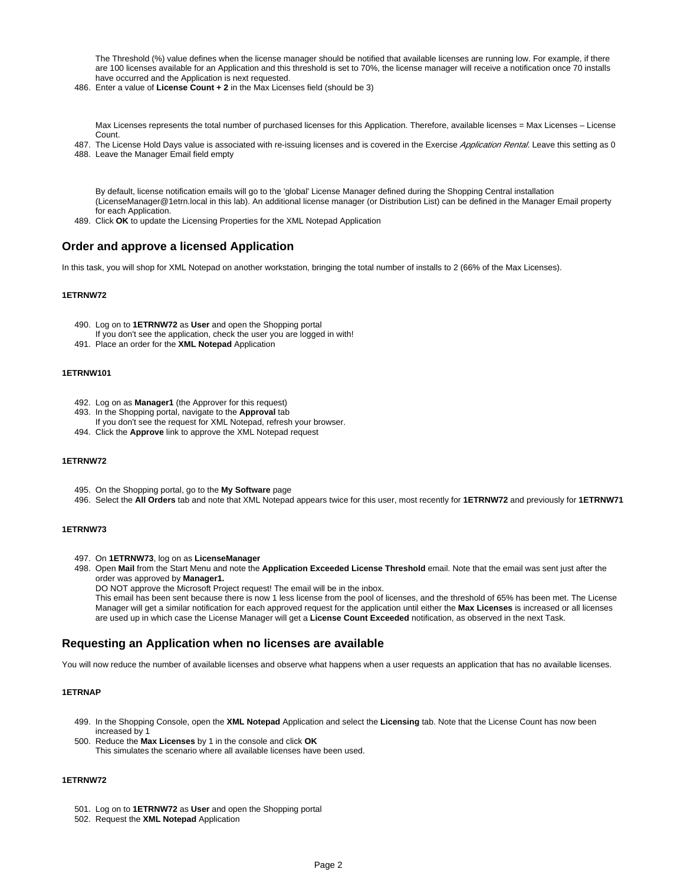The Threshold (%) value defines when the license manager should be notified that available licenses are running low. For example, if there are 100 licenses available for an Application and this threshold is set to 70%, the license manager will receive a notification once 70 installs have occurred and the Application is next requested.

486. Enter a value of **License Count + 2** in the Max Licenses field (should be 3)

   Max Licenses represents the total number of purchased licenses for this Application. Therefore, available licenses = Max Licenses – License Count.

487. The License Hold Days value is associated with re-issuing licenses and is covered in the Exercise *Application Rental*. Leave this setting as 0
488. Leave the Manager Email field empty

   By default, license notification emails will go to the 'global' License Manager defined during the Shopping Central installation (LicenseManager@1etrn.local in this lab). An additional license manager (or Distribution List) can be defined in the Manager Email property for each Application.

489. Click **OK** to update the Licensing Properties for the XML Notepad Application

## Order and approve a licensed Application

In this task, you will shop for XML Notepad on another workstation, bringing the total number of installs to 2 (66% of the Max Licenses).

#### 1ETRNW72

490. Log on to **1ETRNW72** as **User** and open the Shopping portal
   If you don't see the application, check the user you are logged in with!
491. Place an order for the **XML Notepad** Application

#### 1ETRNW101

492. Log on as **Manager1** (the Approver for this request)
493. In the Shopping portal, navigate to the **Approval** tab
   If you don't see the request for XML Notepad, refresh your browser.
494. Click the **Approve** link to approve the XML Notepad request

#### 1ETRNW72

495. On the Shopping portal, go to the **My Software** page
496. Select the **All Orders** tab and note that XML Notepad appears twice for this user, most recently for **1ETRNW72** and previously for **1ETRNW71**

#### 1ETRNW73

497. On **1ETRNW73**, log on as **LicenseManager**
498. Open **Mail** from the Start Menu and note the **Application Exceeded License Threshold** email. Note that the email was sent just after the order was approved by **Manager1.**
   DO NOT approve the Microsoft Project request! The email will be in the inbox.
   This email has been sent because there is now 1 less license from the pool of licenses, and the threshold of 65% has been met. The License Manager will get a similar notification for each approved request for the application until either the **Max Licenses** is increased or all licenses are used up in which case the License Manager will get a **License Count Exceeded** notification, as observed in the next Task.

## Requesting an Application when no licenses are available

You will now reduce the number of available licenses and observe what happens when a user requests an application that has no available licenses.

#### 1ETRNAP

499. In the Shopping Console, open the **XML Notepad** Application and select the **Licensing** tab. Note that the License Count has now been increased by 1
500. Reduce the **Max Licenses** by 1 in the console and click **OK**
   This simulates the scenario where all available licenses have been used.

#### 1ETRNW72

501. Log on to **1ETRNW72** as **User** and open the Shopping portal
502. Request the **XML Notepad** Application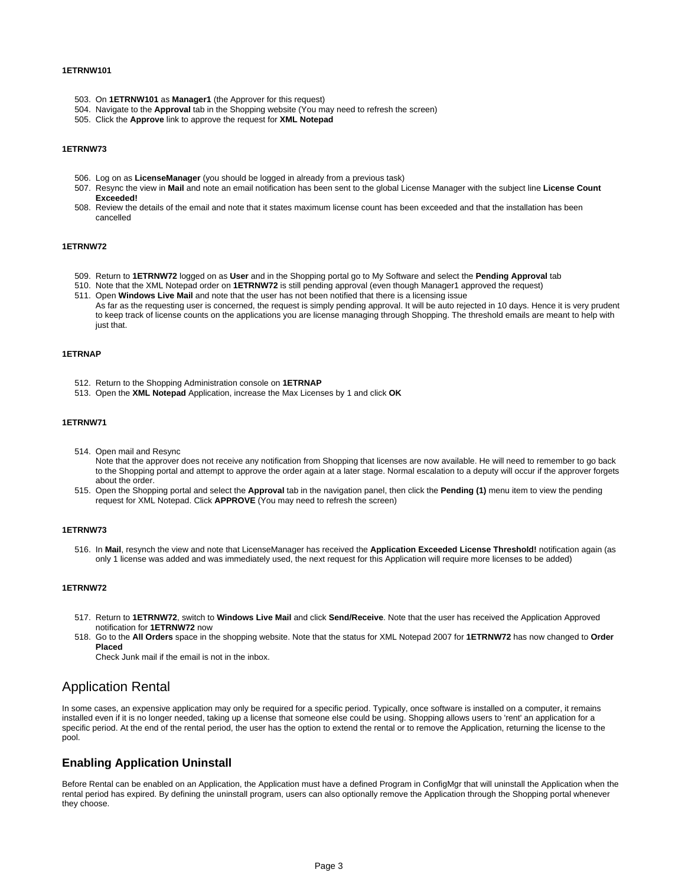**1ETRNW101**

503. On **1ETRNW101** as **Manager1** (the Approver for this request)
504. Navigate to the **Approval** tab in the Shopping website (You may need to refresh the screen)
505. Click the **Approve** link to approve the request for **XML Notepad**

**1ETRNW73**

506. Log on as **LicenseManager** (you should be logged in already from a previous task)
507. Resync the view in **Mail** and note an email notification has been sent to the global License Manager with the subject line **License Count Exceeded!**
508. Review the details of the email and note that it states maximum license count has been exceeded and that the installation has been cancelled

**1ETRNW72**

509. Return to **1ETRNW72** logged on as **User** and in the Shopping portal go to My Software and select the **Pending Approval** tab
510. Note that the XML Notepad order on **1ETRNW72** is still pending approval (even though Manager1 approved the request)
511. Open **Windows Live Mail** and note that the user has not been notified that there is a licensing issue
 As far as the requesting user is concerned, the request is simply pending approval. It will be auto rejected in 10 days. Hence it is very prudent to keep track of license counts on the applications you are license managing through Shopping. The threshold emails are meant to help with just that.

**1ETRNAP**

512. Return to the Shopping Administration console on **1ETRNAP**
513. Open the **XML Notepad** Application, increase the Max Licenses by 1 and click **OK**

**1ETRNW71**

514. Open mail and Resync
 Note that the approver does not receive any notification from Shopping that licenses are now available. He will need to remember to go back to the Shopping portal and attempt to approve the order again at a later stage. Normal escalation to a deputy will occur if the approver forgets about the order.
515. Open the Shopping portal and select the **Approval** tab in the navigation panel, then click the **Pending (1)** menu item to view the pending request for XML Notepad. Click **APPROVE** (You may need to refresh the screen)

**1ETRNW73**

516. In **Mail**, resynch the view and note that LicenseManager has received the **Application Exceeded License Threshold!** notification again (as only 1 license was added and was immediately used, the next request for this Application will require more licenses to be added)

**1ETRNW72**

517. Return to **1ETRNW72**, switch to **Windows Live Mail** and click **Send/Receive**. Note that the user has received the Application Approved notification for **1ETRNW72** now
518. Go to the **All Orders** space in the shopping website. Note that the status for XML Notepad 2007 for **1ETRNW72** has now changed to **Order Placed**
 Check Junk mail if the email is not in the inbox.

## Application Rental

In some cases, an expensive application may only be required for a specific period. Typically, once software is installed on a computer, it remains installed even if it is no longer needed, taking up a license that someone else could be using. Shopping allows users to 'rent' an application for a specific period. At the end of the rental period, the user has the option to extend the rental or to remove the Application, returning the license to the pool.

### Enabling Application Uninstall

Before Rental can be enabled on an Application, the Application must have a defined Program in ConfigMgr that will uninstall the Application when the rental period has expired. By defining the uninstall program, users can also optionally remove the Application through the Shopping portal whenever they choose.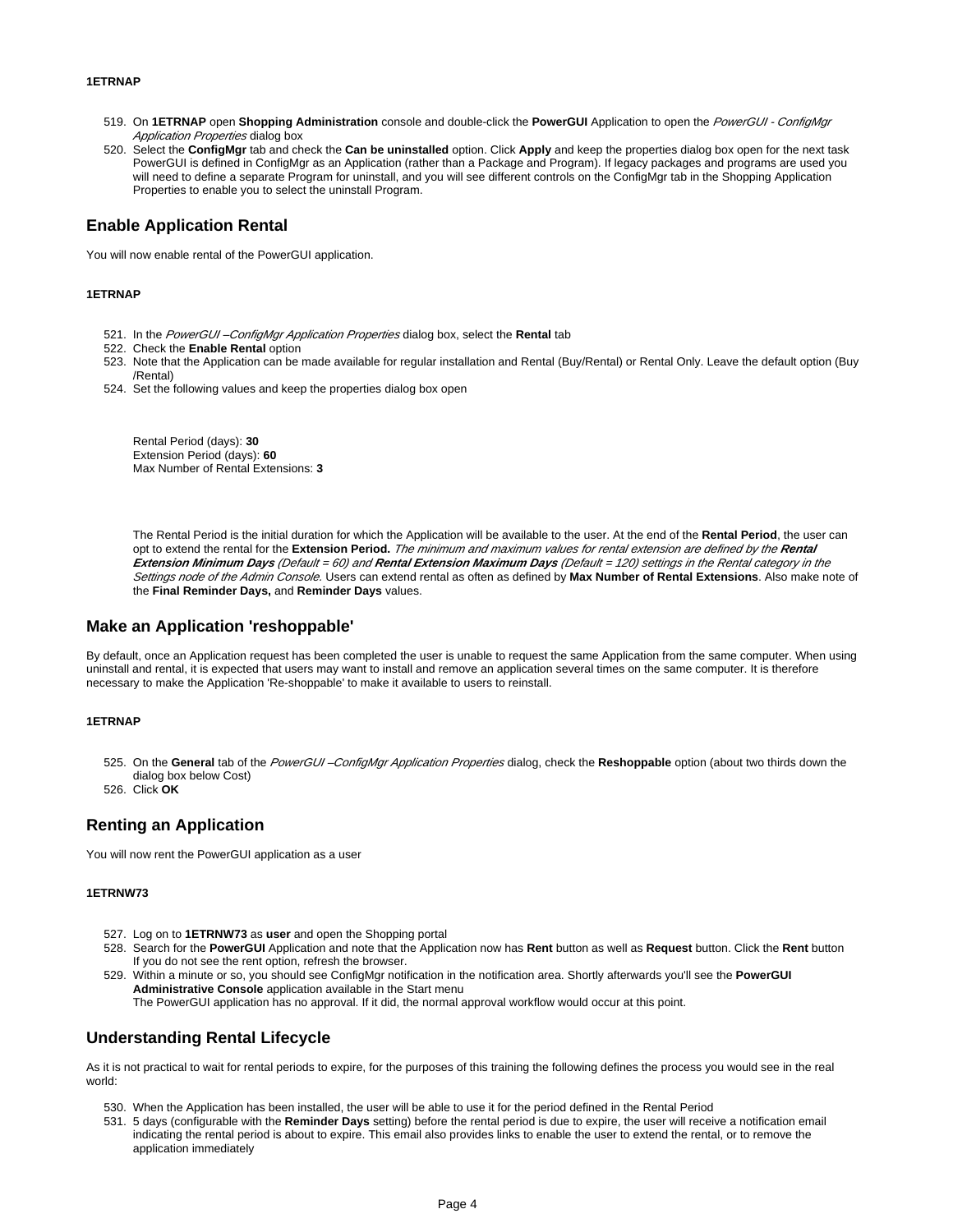**1ETRNAP**

519. On **1ETRNAP** open **Shopping Administration** console and double-click the **PowerGUI** Application to open the *PowerGUI - ConfigMgr Application Properties* dialog box
520. Select the **ConfigMgr** tab and check the **Can be uninstalled** option. Click **Apply** and keep the properties dialog box open for the next task PowerGUI is defined in ConfigMgr as an Application (rather than a Package and Program). If legacy packages and programs are used you will need to define a separate Program for uninstall, and you will see different controls on the ConfigMgr tab in the Shopping Application Properties to enable you to select the uninstall Program.

## Enable Application Rental

You will now enable rental of the PowerGUI application.

**1ETRNAP**

521. In the *PowerGUI –ConfigMgr Application Properties* dialog box, select the **Rental** tab
522. Check the **Enable Rental** option
523. Note that the Application can be made available for regular installation and Rental (Buy/Rental) or Rental Only. Leave the default option (Buy /Rental)
524. Set the following values and keep the properties dialog box open

    Rental Period (days): **30**
    Extension Period (days): **60**
    Max Number of Rental Extensions: **3**

    The Rental Period is the initial duration for which the Application will be available to the user. At the end of the **Rental Period**, the user can opt to extend the rental for the **Extension Period.** *The minimum and maximum values for rental extension are defined by the* ***Rental Extension Minimum Days*** *(Default = 60) and* ***Rental Extension Maximum Days*** *(Default = 120) settings in the Rental category in the Settings node of the Admin Console.* Users can extend rental as often as defined by **Max Number of Rental Extensions**. Also make note of the **Final Reminder Days,** and **Reminder Days** values.

## Make an Application 'reshoppable'

By default, once an Application request has been completed the user is unable to request the same Application from the same computer. When using uninstall and rental, it is expected that users may want to install and remove an application several times on the same computer. It is therefore necessary to make the Application 'Re-shoppable' to make it available to users to reinstall.

**1ETRNAP**

525. On the **General** tab of the *PowerGUI –ConfigMgr Application Properties* dialog, check the **Reshoppable** option (about two thirds down the dialog box below Cost)
526. Click **OK**

## Renting an Application

You will now rent the PowerGUI application as a user

**1ETRNW73**

527. Log on to **1ETRNW73** as **user** and open the Shopping portal
528. Search for the **PowerGUI** Application and note that the Application now has **Rent** button as well as **Request** button. Click the **Rent** button If you do not see the rent option, refresh the browser.
529. Within a minute or so, you should see ConfigMgr notification in the notification area. Shortly afterwards you'll see the **PowerGUI Administrative Console** application available in the Start menu
    The PowerGUI application has no approval. If it did, the normal approval workflow would occur at this point.

## Understanding Rental Lifecycle

As it is not practical to wait for rental periods to expire, for the purposes of this training the following defines the process you would see in the real world:

530. When the Application has been installed, the user will be able to use it for the period defined in the Rental Period
531. 5 days (configurable with the **Reminder Days** setting) before the rental period is due to expire, the user will receive a notification email indicating the rental period is about to expire. This email also provides links to enable the user to extend the rental, or to remove the application immediately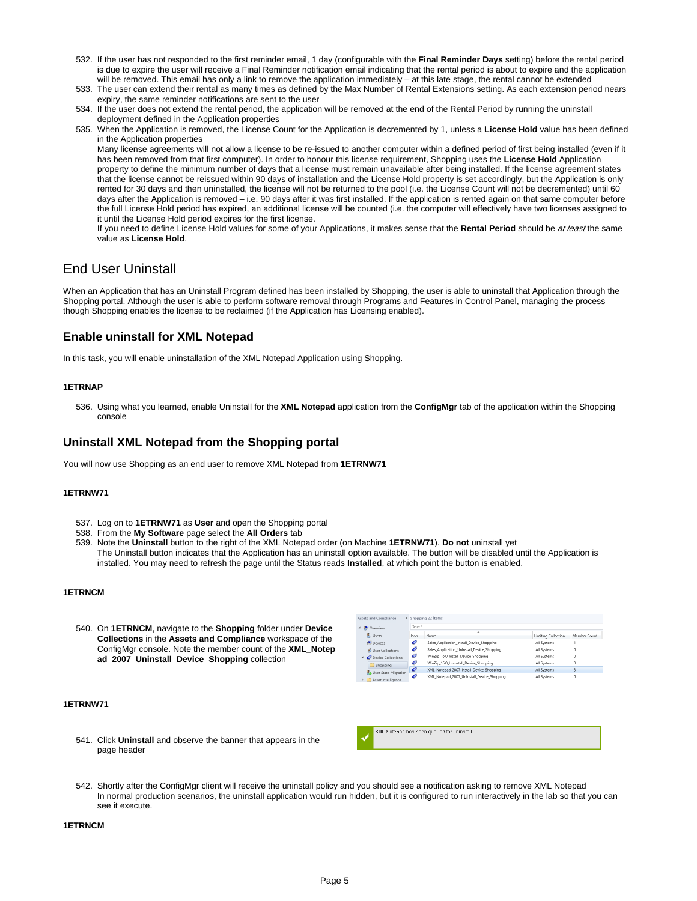532. If the user has not responded to the first reminder email, 1 day (configurable with the **Final Reminder Days** setting) before the rental period is due to expire the user will receive a Final Reminder notification email indicating that the rental period is about to expire and the application will be removed. This email has only a link to remove the application immediately – at this late stage, the rental cannot be extended
533. The user can extend their rental as many times as defined by the Max Number of Rental Extensions setting. As each extension period nears expiry, the same reminder notifications are sent to the user
534. If the user does not extend the rental period, the application will be removed at the end of the Rental Period by running the uninstall deployment defined in the Application properties
535. When the Application is removed, the License Count for the Application is decremented by 1, unless a **License Hold** value has been defined in the Application properties
Many license agreements will not allow a license to be re-issued to another computer within a defined period of first being installed (even if it has been removed from that first computer). In order to honour this license requirement, Shopping uses the **License Hold** Application property to define the minimum number of days that a license must remain unavailable after being installed. If the license agreement states that the license cannot be reissued within 90 days of installation and the License Hold property is set accordingly, but the Application is only rented for 30 days and then uninstalled, the license will not be returned to the pool (i.e. the License Count will not be decremented) until 60 days after the Application is removed – i.e. 90 days after it was first installed. If the application is rented again on that same computer before the full License Hold period has expired, an additional license will be counted (i.e. the computer will effectively have two licenses assigned to it until the License Hold period expires for the first license.
If you need to define License Hold values for some of your Applications, it makes sense that the **Rental Period** should be *at least* the same value as **License Hold**.

# End User Uninstall

When an Application that has an Uninstall Program defined has been installed by Shopping, the user is able to uninstall that Application through the Shopping portal. Although the user is able to perform software removal through Programs and Features in Control Panel, managing the process though Shopping enables the license to be reclaimed (if the Application has Licensing enabled).

## Enable uninstall for XML Notepad

In this task, you will enable uninstallation of the XML Notepad Application using Shopping.

#### 1ETRNAP

536. Using what you learned, enable Uninstall for the **XML Notepad** application from the **ConfigMgr** tab of the application within the Shopping console

## Uninstall XML Notepad from the Shopping portal

You will now use Shopping as an end user to remove XML Notepad from **1ETRNW71**

#### 1ETRNW71

537. Log on to **1ETRNW71** as **User** and open the Shopping portal
538. From the **My Software** page select the **All Orders** tab
539. Note the **Uninstall** button to the right of the XML Notepad order (on Machine **1ETRNW71**). **Do not** uninstall yet
The Uninstall button indicates that the Application has an uninstall option available. The button will be disabled until the Application is installed. You may need to refresh the page until the Status reads **Installed**, at which point the button is enabled.

#### 1ETRNCM

540. On **1ETRNCM**, navigate to the **Shopping** folder under **Device Collections** in the **Assets and Compliance** workspace of the ConfigMgr console. Note the member count of the **XML_Notepad_2007_Uninstall_Device_Shopping** collection

#### 1ETRNW71

541. Click **Uninstall** and observe the banner that appears in the page header
542. Shortly after the ConfigMgr client will receive the uninstall policy and you should see a notification asking to remove XML Notepad
In normal production scenarios, the uninstall application would run hidden, but it is configured to run interactively in the lab so that you can see it execute.

#### 1ETRNCM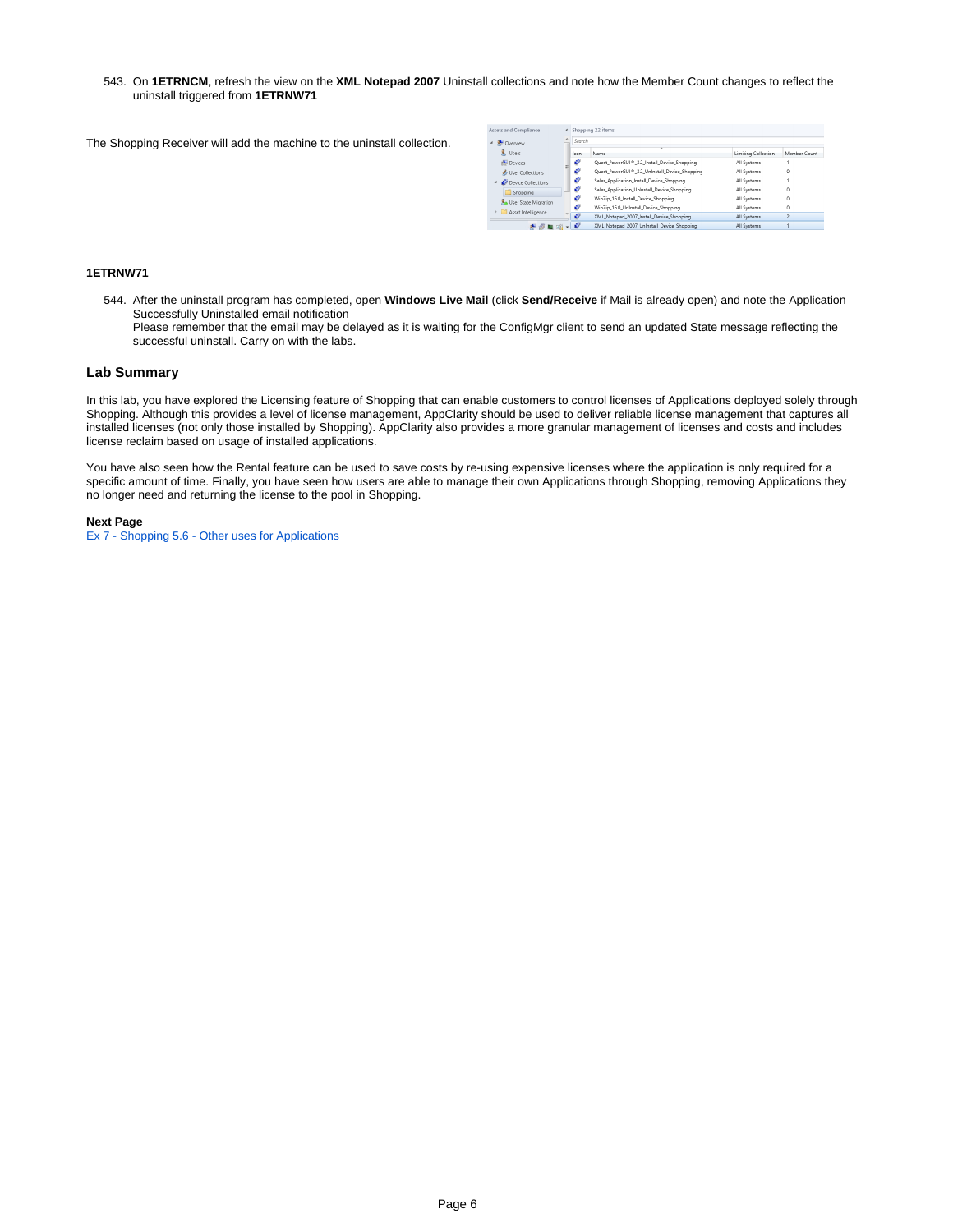543. On **1ETRNCM**, refresh the view on the **XML Notepad 2007** Uninstall collections and note how the Member Count changes to reflect the uninstall triggered from **1ETRNW71**

The Shopping Receiver will add the machine to the uninstall collection.

**1ETRNW71**

544. After the uninstall program has completed, open **Windows Live Mail** (click **Send/Receive** if Mail is already open) and note the Application Successfully Uninstalled email notification
Please remember that the email may be delayed as it is waiting for the ConfigMgr client to send an updated State message reflecting the successful uninstall. Carry on with the labs.

## Lab Summary

In this lab, you have explored the Licensing feature of Shopping that can enable customers to control licenses of Applications deployed solely through Shopping. Although this provides a level of license management, AppClarity should be used to deliver reliable license management that captures all installed licenses (not only those installed by Shopping). AppClarity also provides a more granular management of licenses and costs and includes license reclaim based on usage of installed applications.

You have also seen how the Rental feature can be used to save costs by re-using expensive licenses where the application is only required for a specific amount of time. Finally, you have seen how users are able to manage their own Applications through Shopping, removing Applications they no longer need and returning the license to the pool in Shopping.

**Next Page**

Ex 7 - Shopping 5.6 - Other uses for Applications